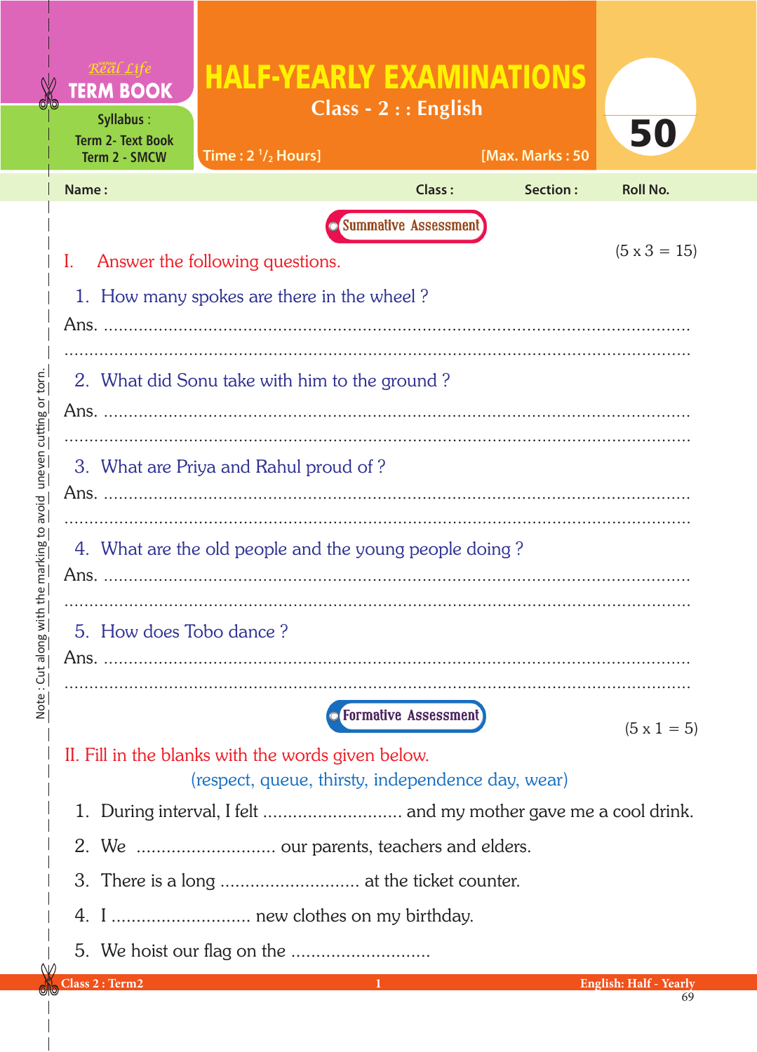Real Life **TERM BOOK**

Syllabus :
Term 2- Text Book
Term 2 - SMCW

# HALF-YEARLY EXAMINATIONS

## Class - 2 : : English

Time : 2 $^{1}/_{2}$ Hours] [Max. Marks : 50

50

Name : Class : Section : Roll No.

Note : Cut along with the marking to avoid uneven cutting or torn.

**Summative Assessment**

I. Answer the following questions. (5 x 3 = 15)

1. How many spokes are there in the wheel ?

Ans. ..........................................................................................................

..........................................................................................................

2. What did Sonu take with him to the ground ?

Ans. ..........................................................................................................

..........................................................................................................

3. What are Priya and Rahul proud of ?

Ans. ..........................................................................................................

..........................................................................................................

4. What are the old people and the young people doing ?

Ans. ..........................................................................................................

..........................................................................................................

5. How does Tobo dance ?

Ans. ..........................................................................................................

..........................................................................................................

**Formative Assessment**

(5 x 1 = 5)

II. Fill in the blanks with the words given below.

(respect, queue, thirsty, independence day, wear)

1. During interval, I felt ............................ and my mother gave me a cool drink.
2. We ............................ our parents, teachers and elders.
3. There is a long ............................ at the ticket counter.
4. I ............................ new clothes on my birthday.
5. We hoist our flag on the ............................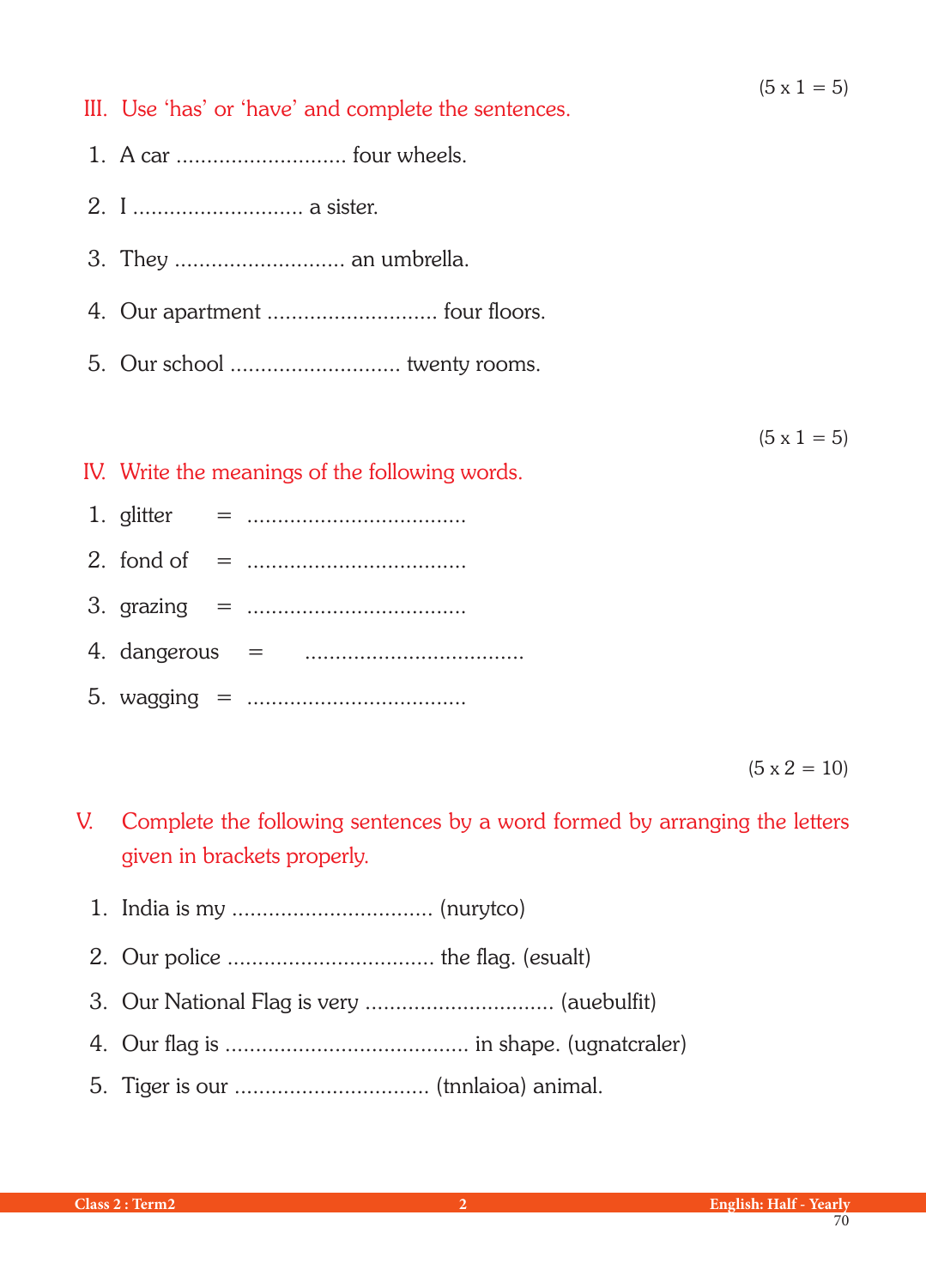(5 x 1 = 5)

## III. Use 'has' or 'have' and complete the sentences.

1. A car ............................ four wheels.
2. I ............................ a sister.
3. They ............................ an umbrella.
4. Our apartment ............................ four floors.
5. Our school ............................ twenty rooms.

(5 x 1 = 5)

## IV. Write the meanings of the following words.

1. glitter = ....................................
2. fond of = ....................................
3. grazing = ....................................
4. dangerous = ....................................
5. wagging = ....................................

(5 x 2 = 10)

## V. Complete the following sentences by a word formed by arranging the letters given in brackets properly.

1. India is my ................................. (nurytco)
2. Our police ................................. the flag. (esualt)
3. Our National Flag is very .............................. (auebulfit)
4. Our flag is ....................................... in shape. (ugnatcraler)
5. Tiger is our ............................... (tnnlaioa) animal.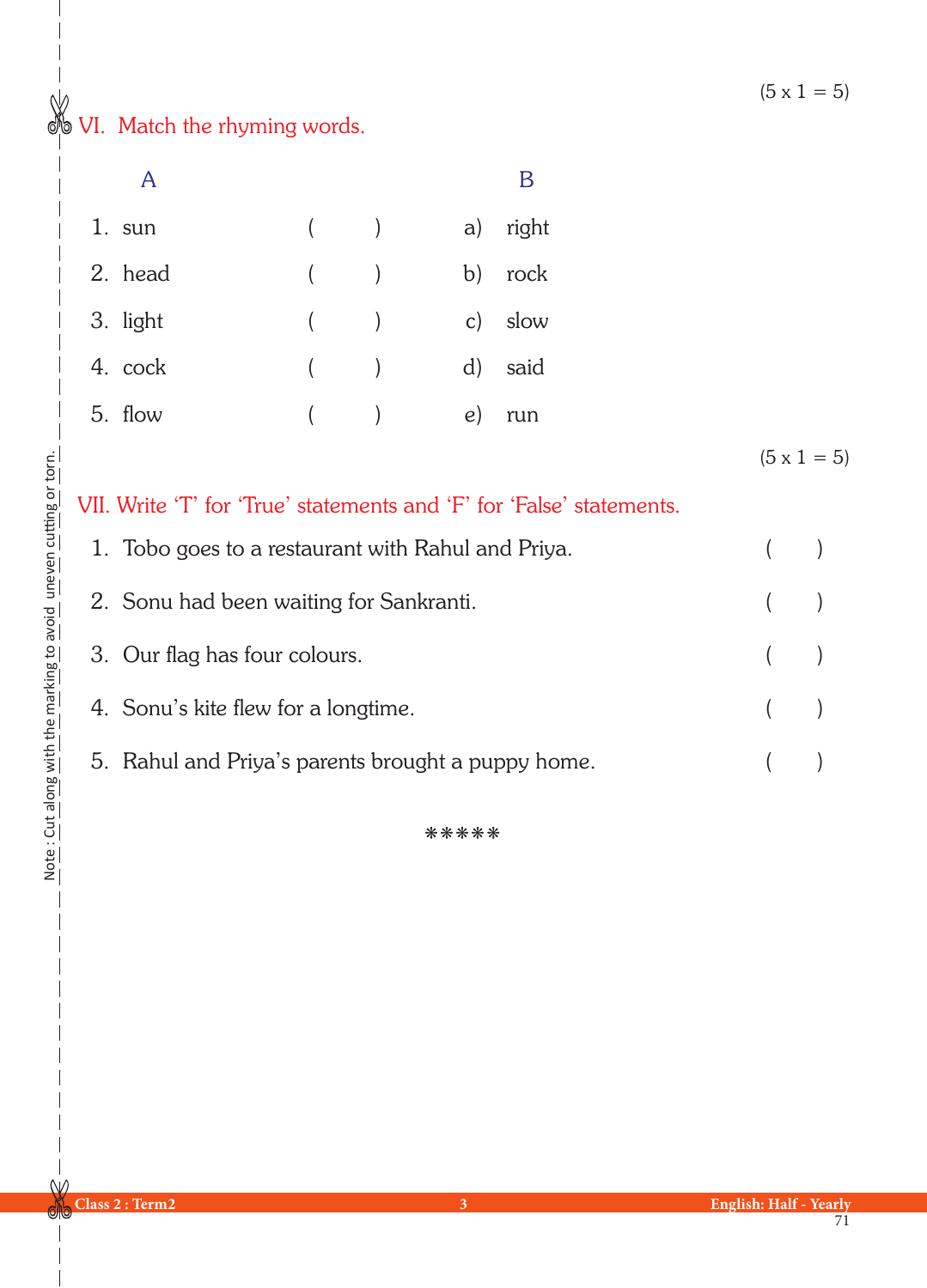(5 x 1 = 5)

## VI. Match the rhyming words.

| A | | B |
|---|---|---|
| 1. sun | (    ) | a) right |
| 2. head | (    ) | b) rock |
| 3. light | (    ) | c) slow |
| 4. cock | (    ) | d) said |
| 5. flow | (    ) | e) run |

(5 x 1 = 5)

## VII. Write 'T' for 'True' statements and 'F' for 'False' statements.

1. Tobo goes to a restaurant with Rahul and Priya. (    )
2. Sonu had been waiting for Sankranti. (    )
3. Our flag has four colours. (    )
4. Sonu's kite flew for a longtime. (    )
5. Rahul and Priya's parents brought a puppy home. (    )

*****